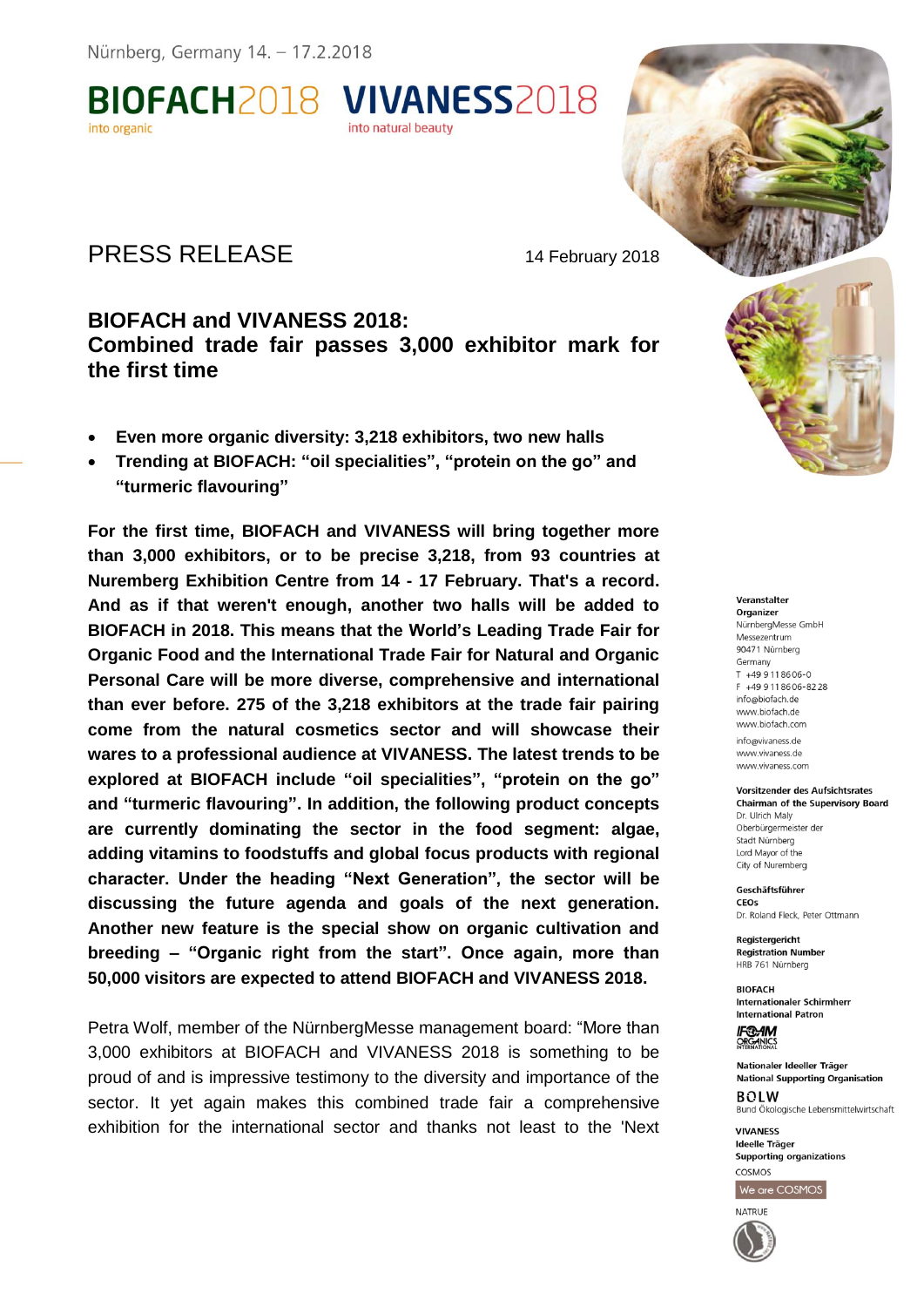Nürnberg, Germany 14. – 17.2.2018

BIOFACH2018 into organic VIVANESS2018 into natural beauty

# PRESS RELEASE

14 February 2018

## BIOFACH and VIVANESS 2018:
## Combined trade fair passes 3,000 exhibitor mark for the first time

- **Even more organic diversity: 3,218 exhibitors, two new halls**
- **Trending at BIOFACH: "oil specialities", "protein on the go" and "turmeric flavouring"**

**For the first time, BIOFACH and VIVANESS will bring together more than 3,000 exhibitors, or to be precise 3,218, from 93 countries at Nuremberg Exhibition Centre from 14 - 17 February. That's a record. And as if that weren't enough, another two halls will be added to BIOFACH in 2018. This means that the World's Leading Trade Fair for Organic Food and the International Trade Fair for Natural and Organic Personal Care will be more diverse, comprehensive and international than ever before. 275 of the 3,218 exhibitors at the trade fair pairing come from the natural cosmetics sector and will showcase their wares to a professional audience at VIVANESS. The latest trends to be explored at BIOFACH include "oil specialities", "protein on the go" and "turmeric flavouring". In addition, the following product concepts are currently dominating the sector in the food segment: algae, adding vitamins to foodstuffs and global focus products with regional character. Under the heading "Next Generation", the sector will be discussing the future agenda and goals of the next generation. Another new feature is the special show on organic cultivation and breeding – "Organic right from the start". Once again, more than 50,000 visitors are expected to attend BIOFACH and VIVANESS 2018.**

Petra Wolf, member of the NürnbergMesse management board: "More than 3,000 exhibitors at BIOFACH and VIVANESS 2018 is something to be proud of and is impressive testimony to the diversity and importance of the sector. It yet again makes this combined trade fair a comprehensive exhibition for the international sector and thanks not least to the 'Next

**Veranstalter**
**Organizer**
NürnbergMesse GmbH
Messezentrum
90471 Nürnberg
Germany
T +49 9 11 86 06-0
F +49 9 11 86 06-82 28
info@biofach.de
www.biofach.de
www.biofach.com
info@vivaness.de
www.vivaness.de
www.vivaness.com

**Vorsitzender des Aufsichtsrates**
**Chairman of the Supervisory Board**
Dr. Ulrich Maly
Oberbürgermeister der Stadt Nürnberg
Lord Mayor of the City of Nuremberg

**Geschäftsführer**
**CEOs**
Dr. Roland Fleck, Peter Ottmann

**Registergericht**
**Registration Number**
HRB 761 Nürnberg

**BIOFACH**
**Internationaler Schirmherr**
**International Patron**
IFOAM ORGANICS INTERNATIONAL

**Nationaler Ideeller Träger**
**National Supporting Organisation**
BÖLW
Bund Ökologische Lebensmittelwirtschaft

**VIVANESS**
**Ideelle Träger**
**Supporting organizations**
COSMOS
We are COSMOS
NATRUE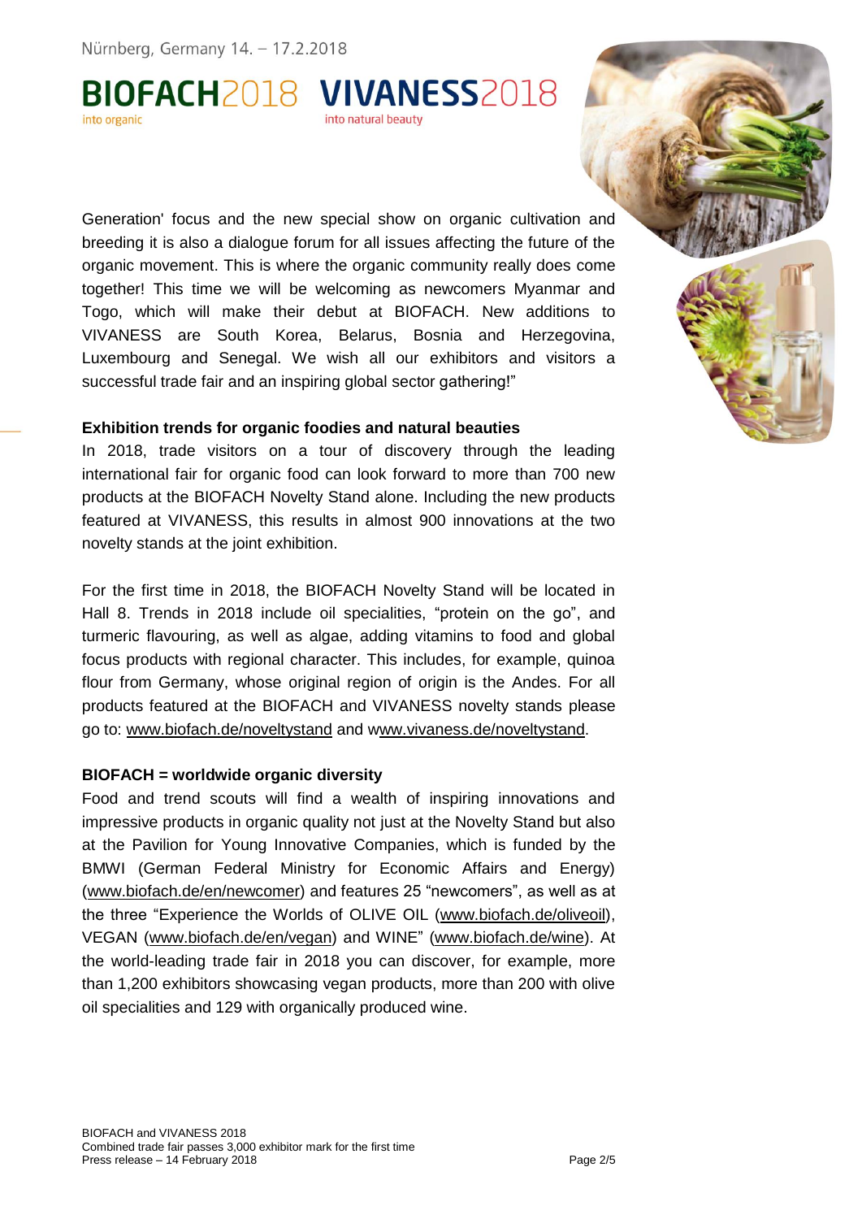Generation' focus and the new special show on organic cultivation and breeding it is also a dialogue forum for all issues affecting the future of the organic movement. This is where the organic community really does come together! This time we will be welcoming as newcomers Myanmar and Togo, which will make their debut at BIOFACH. New additions to VIVANESS are South Korea, Belarus, Bosnia and Herzegovina, Luxembourg and Senegal. We wish all our exhibitors and visitors a successful trade fair and an inspiring global sector gathering!"

**Exhibition trends for organic foodies and natural beauties**

In 2018, trade visitors on a tour of discovery through the leading international fair for organic food can look forward to more than 700 new products at the BIOFACH Novelty Stand alone. Including the new products featured at VIVANESS, this results in almost 900 innovations at the two novelty stands at the joint exhibition.

For the first time in 2018, the BIOFACH Novelty Stand will be located in Hall 8. Trends in 2018 include oil specialities, "protein on the go", and turmeric flavouring, as well as algae, adding vitamins to food and global focus products with regional character. This includes, for example, quinoa flour from Germany, whose original region of origin is the Andes. For all products featured at the BIOFACH and VIVANESS novelty stands please go to: www.biofach.de/noveltystand and www.vivaness.de/noveltystand.

**BIOFACH = worldwide organic diversity**

Food and trend scouts will find a wealth of inspiring innovations and impressive products in organic quality not just at the Novelty Stand but also at the Pavilion for Young Innovative Companies, which is funded by the BMWI (German Federal Ministry for Economic Affairs and Energy) (www.biofach.de/en/newcomer) and features 25 "newcomers", as well as at the three "Experience the Worlds of OLIVE OIL (www.biofach.de/oliveoil), VEGAN (www.biofach.de/en/vegan) and WINE" (www.biofach.de/wine). At the world-leading trade fair in 2018 you can discover, for example, more than 1,200 exhibitors showcasing vegan products, more than 200 with olive oil specialities and 129 with organically produced wine.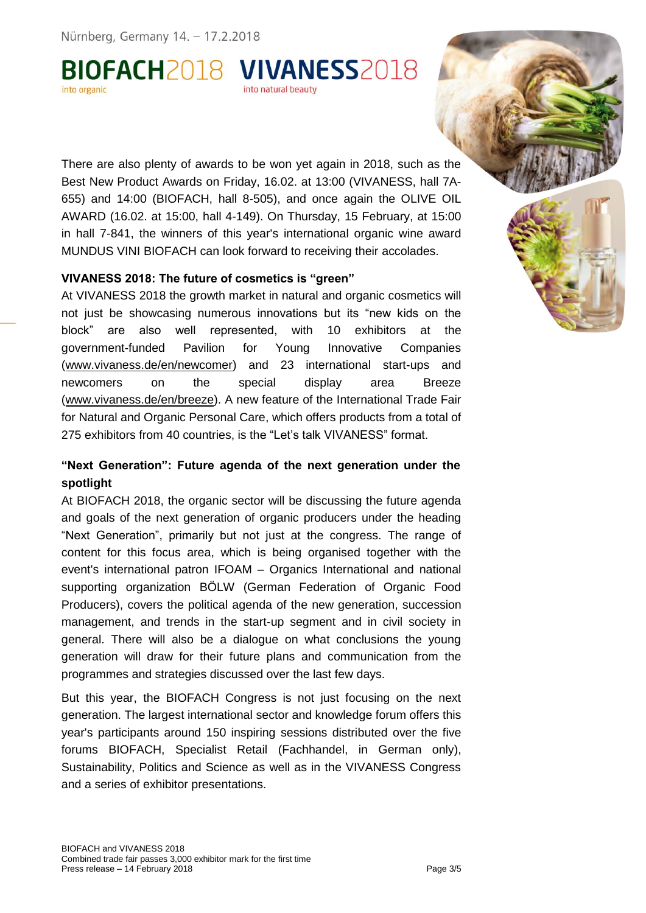There are also plenty of awards to be won yet again in 2018, such as the Best New Product Awards on Friday, 16.02. at 13:00 (VIVANESS, hall 7A-655) and 14:00 (BIOFACH, hall 8-505), and once again the OLIVE OIL AWARD (16.02. at 15:00, hall 4-149). On Thursday, 15 February, at 15:00 in hall 7-841, the winners of this year's international organic wine award MUNDUS VINI BIOFACH can look forward to receiving their accolades.

**VIVANESS 2018: The future of cosmetics is "green"**

At VIVANESS 2018 the growth market in natural and organic cosmetics will not just be showcasing numerous innovations but its "new kids on the block" are also well represented, with 10 exhibitors at the government-funded Pavilion for Young Innovative Companies (www.vivaness.de/en/newcomer) and 23 international start-ups and newcomers on the special display area Breeze (www.vivaness.de/en/breeze). A new feature of the International Trade Fair for Natural and Organic Personal Care, which offers products from a total of 275 exhibitors from 40 countries, is the "Let's talk VIVANESS" format.

**"Next Generation": Future agenda of the next generation under the spotlight**

At BIOFACH 2018, the organic sector will be discussing the future agenda and goals of the next generation of organic producers under the heading "Next Generation", primarily but not just at the congress. The range of content for this focus area, which is being organised together with the event's international patron IFOAM – Organics International and national supporting organization BÖLW (German Federation of Organic Food Producers), covers the political agenda of the new generation, succession management, and trends in the start-up segment and in civil society in general. There will also be a dialogue on what conclusions the young generation will draw for their future plans and communication from the programmes and strategies discussed over the last few days.

But this year, the BIOFACH Congress is not just focusing on the next generation. The largest international sector and knowledge forum offers this year's participants around 150 inspiring sessions distributed over the five forums BIOFACH, Specialist Retail (Fachhandel, in German only), Sustainability, Politics and Science as well as in the VIVANESS Congress and a series of exhibitor presentations.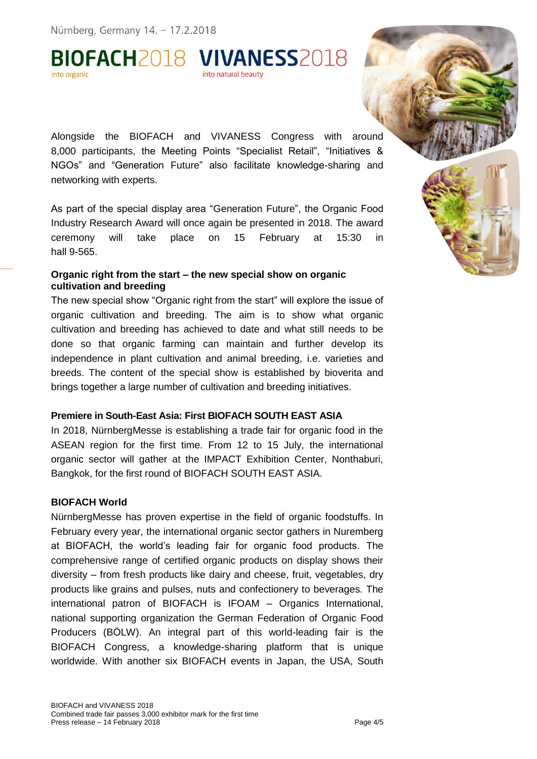Alongside the BIOFACH and VIVANESS Congress with around 8,000 participants, the Meeting Points "Specialist Retail", "Initiatives & NGOs" and "Generation Future" also facilitate knowledge-sharing and networking with experts.

As part of the special display area "Generation Future", the Organic Food Industry Research Award will once again be presented in 2018. The award ceremony will take place on 15 February at 15:30 in hall 9-565.

**Organic right from the start – the new special show on organic cultivation and breeding**

The new special show "Organic right from the start" will explore the issue of organic cultivation and breeding. The aim is to show what organic cultivation and breeding has achieved to date and what still needs to be done so that organic farming can maintain and further develop its independence in plant cultivation and animal breeding, i.e. varieties and breeds. The content of the special show is established by bioverita and brings together a large number of cultivation and breeding initiatives.

**Premiere in South-East Asia: First BIOFACH SOUTH EAST ASIA**

In 2018, NürnbergMesse is establishing a trade fair for organic food in the ASEAN region for the first time. From 12 to 15 July, the international organic sector will gather at the IMPACT Exhibition Center, Nonthaburi, Bangkok, for the first round of BIOFACH SOUTH EAST ASIA.

**BIOFACH World**

NürnbergMesse has proven expertise in the field of organic foodstuffs. In February every year, the international organic sector gathers in Nuremberg at BIOFACH, the world's leading fair for organic food products. The comprehensive range of certified organic products on display shows their diversity – from fresh products like dairy and cheese, fruit, vegetables, dry products like grains and pulses, nuts and confectionery to beverages. The international patron of BIOFACH is IFOAM – Organics International, national supporting organization the German Federation of Organic Food Producers (BÖLW). An integral part of this world-leading fair is the BIOFACH Congress, a knowledge-sharing platform that is unique worldwide. With another six BIOFACH events in Japan, the USA, South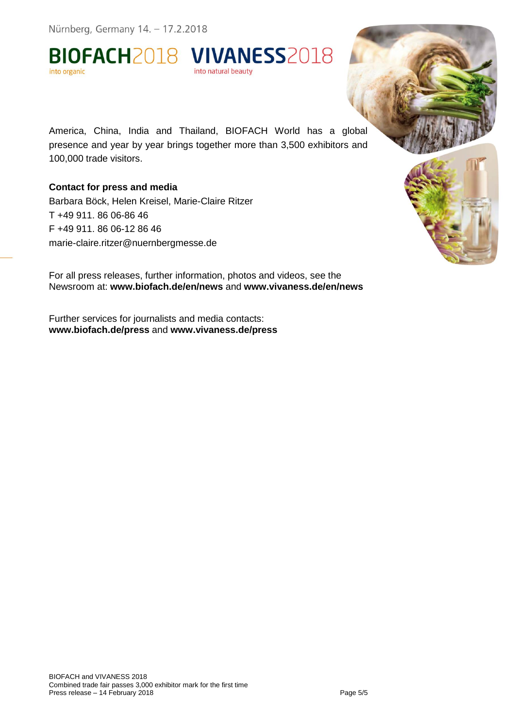America, China, India and Thailand, BIOFACH World has a global presence and year by year brings together more than 3,500 exhibitors and 100,000 trade visitors.

**Contact for press and media**
Barbara Böck, Helen Kreisel, Marie-Claire Ritzer
T +49 911. 86 06-86 46
F +49 911. 86 06-12 86 46
marie-claire.ritzer@nuernbergmesse.de

For all press releases, further information, photos and videos, see the Newsroom at: **www.biofach.de/en/news** and **www.vivaness.de/en/news**

Further services for journalists and media contacts:
**www.biofach.de/press** and **www.vivaness.de/press**